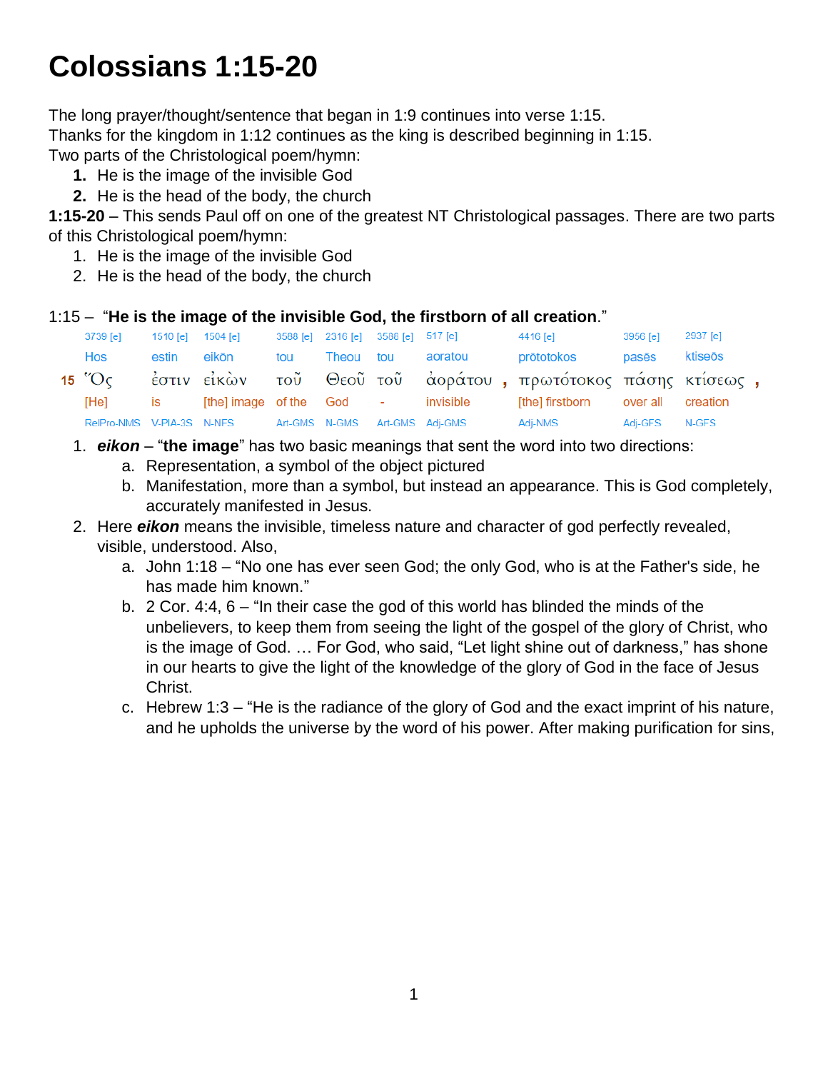# Colossians 1:15-20

The long prayer/thought/sentence that began in 1:9 continues into verse 1:15.
Thanks for the kingdom in 1:12 continues as the king is described beginning in 1:15.
Two parts of the Christological poem/hymn:

1. He is the image of the invisible God
2. He is the head of the body, the church

**1:15-20** – This sends Paul off on one of the greatest NT Christological passages. There are two parts of this Christological poem/hymn:

1. He is the image of the invisible God
2. He is the head of the body, the church

1:15 – "**He is the image of the invisible God, the firstborn of all creation**."

| | 3739 [e] | 1510 [e] | 1504 [e] | 3588 [e] | 2316 [e] | 3588 [e] | 517 [e] | | 4416 [e] | 3956 [e] | 2937 [e] | |
|---|---|---|---|---|---|---|---|---|---|---|---|---|
| | Hos | estin | eikōn | tou | Theou | tou | aoratou | | prōtotokos | pasēs | ktiseōs | |
| 15 | Ὅς | ἐστιν | εἰκὼν | τοῦ | Θεοῦ | τοῦ | ἀοράτου | , | πρωτότοκος | πάσης | κτίσεως | , |
| | [He] | is | [the] image | of the | God | - | invisible | | [the] firstborn | over all | creation | |
| | RelPro-NMS | V-PIA-3S | N-NFS | Art-GMS | N-GMS | Art-GMS | Adj-GMS | | Adj-NMS | Adj-GFS | N-GFS | |

1. ***eikon*** – "**the image**" has two basic meanings that sent the word into two directions:
   a. Representation, a symbol of the object pictured
   b. Manifestation, more than a symbol, but instead an appearance. This is God completely, accurately manifested in Jesus.
2. Here ***eikon*** means the invisible, timeless nature and character of god perfectly revealed, visible, understood. Also,
   a. John 1:18 – "No one has ever seen God; the only God, who is at the Father's side, he has made him known."
   b. 2 Cor. 4:4, 6 – "In their case the god of this world has blinded the minds of the unbelievers, to keep them from seeing the light of the gospel of the glory of Christ, who is the image of God. … For God, who said, "Let light shine out of darkness," has shone in our hearts to give the light of the knowledge of the glory of God in the face of Jesus Christ.
   c. Hebrew 1:3 – "He is the radiance of the glory of God and the exact imprint of his nature, and he upholds the universe by the word of his power. After making purification for sins,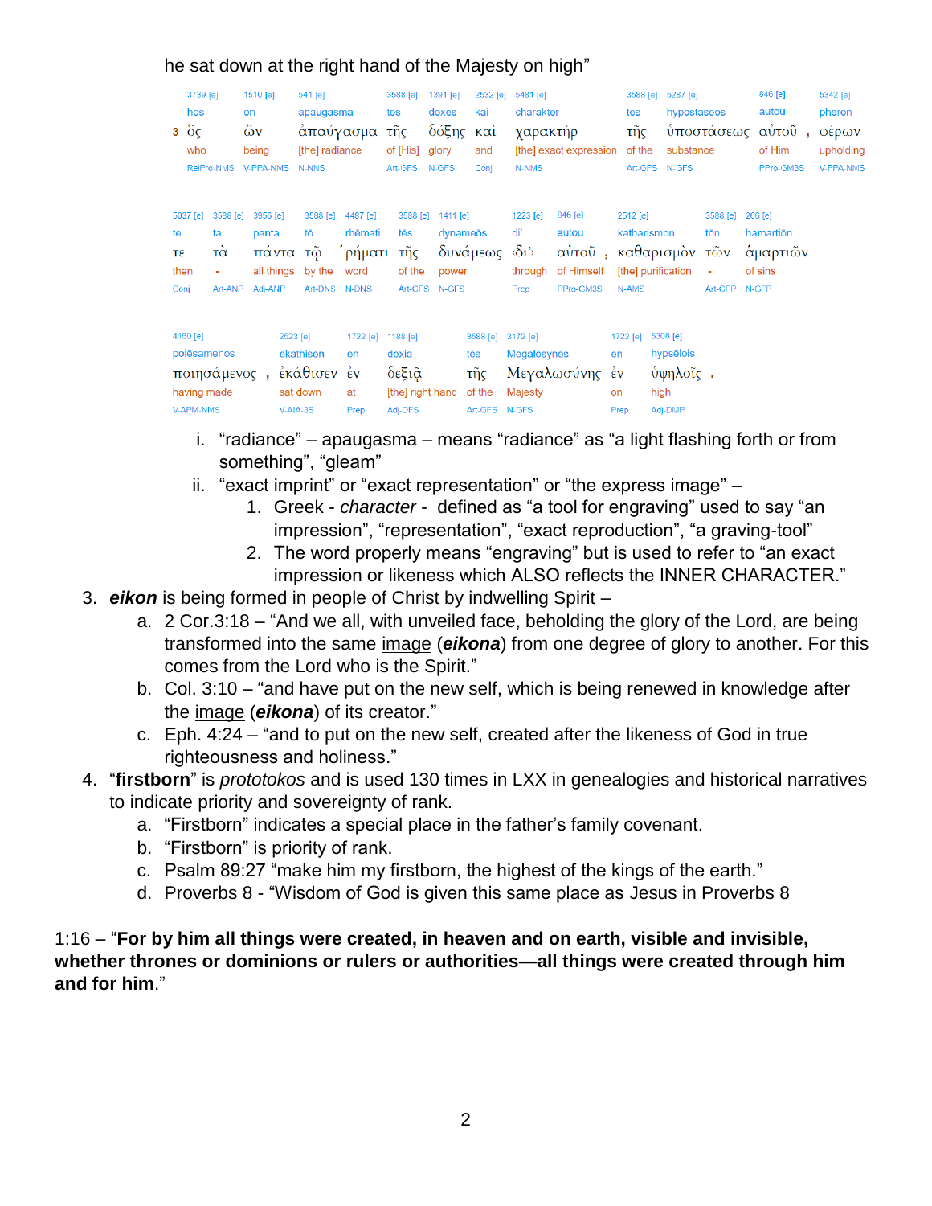he sat down at the right hand of the Majesty on high"

| | 3739 [e] | 1510 [e] | 541 [e] | 3588 [e] | 1391 [e] | 2532 [e] | 5481 [e] | 3588 [e] | 5287 [e] | 846 [e] | 5342 [e] |
|---|---|---|---|---|---|---|---|---|---|---|---|
| | hos | ōn | apaugasma | tēs | doxēs | kai | charaktēr | tēs | hypostaseōs | autou | pherōn |
| 3 | ὃς | ὢν | ἀπαύγασμα | τῆς | δόξης | καὶ | χαρακτὴρ | τῆς | ὑποστάσεως | αὐτοῦ , | φέρων |
| | who | being | [the] radiance | of [His] | glory | and | [the] exact expression | of the | substance | of Him | upholding |
| | RelPro-NMS | V-PPA-NMS | N-NNS | Art-GFS | N-GFS | Conj | N-NMS | Art-GFS | N-GFS | PPro-GM3S | V-PPA-NMS |

| 5037 [e] | 3588 [e] | 3956 [e] | 3588 [e] | 4487 [e] | 3588 [e] | 1411 [e] | 1223 [e] | 846 [e] | 2512 [e] | 3588 [e] | 266 [e] |
|---|---|---|---|---|---|---|---|---|---|---|---|
| te | ta | panta | tō | rhēmati | tēs | dynameōs | di' | autou | katharismon | tōn | hamartiōn |
| τε | τὰ | πάντα | τῷ | ῥήματι | τῆς | δυνάμεως | ‹δι'› | αὐτοῦ , | καθαρισμὸν | τῶν | ἁμαρτιῶν |
| then | - | all things | by the | word | of the | power | through | of Himself | [the] purification | - | of sins |
| Conj | Art-ANP | Adj-ANP | Art-DNS | N-DNS | Art-GFS | N-GFS | Prep | PPro-GM3S | N-AMS | Art-GFP | N-GFP |

| 4160 [e] | 2523 [e] | 1722 [e] | 1188 [e] | 3588 [e] | 3172 [e] | 1722 [e] | 5308 [e] |
|---|---|---|---|---|---|---|---|
| poiēsamenos | ekathisen | en | dexia | tēs | Megalōsynēs | en | hypsēlois |
| ποιησάμενος , | ἐκάθισεν | ἐν | δεξιᾷ | τῆς | Μεγαλωσύνης | ἐν | ὑψηλοῖς . |
| having made | sat down | at | [the] right hand | of the | Majesty | on | high |
| V-APM-NMS | V-AIA-3S | Prep | Adj-DFS | Art-GFS | N-GFS | Prep | Adj-DMP |

i. "radiance" – apaugasma – means "radiance" as "a light flashing forth or from something", "gleam"

ii. "exact imprint" or "exact representation" or "the express image" –
   1. Greek - *character* - defined as "a tool for engraving" used to say "an impression", "representation", "exact reproduction", "a graving-tool"
   2. The word properly means "engraving" but is used to refer to "an exact impression or likeness which ALSO reflects the INNER CHARACTER."

3. ***eikon*** is being formed in people of Christ by indwelling Spirit –
   a. 2 Cor.3:18 – "And we all, with unveiled face, beholding the glory of the Lord, are being transformed into the same image (***eikona***) from one degree of glory to another. For this comes from the Lord who is the Spirit."
   b. Col. 3:10 – "and have put on the new self, which is being renewed in knowledge after the image (***eikona***) of its creator."
   c. Eph. 4:24 – "and to put on the new self, created after the likeness of God in true righteousness and holiness."
4. "**firstborn**" is *prototokos* and is used 130 times in LXX in genealogies and historical narratives to indicate priority and sovereignty of rank.
   a. "Firstborn" indicates a special place in the father's family covenant.
   b. "Firstborn" is priority of rank.
   c. Psalm 89:27 "make him my firstborn, the highest of the kings of the earth."
   d. Proverbs 8 - "Wisdom of God is given this same place as Jesus in Proverbs 8

1:16 – "**For by him all things were created, in heaven and on earth, visible and invisible, whether thrones or dominions or rulers or authorities—all things were created through him and for him**."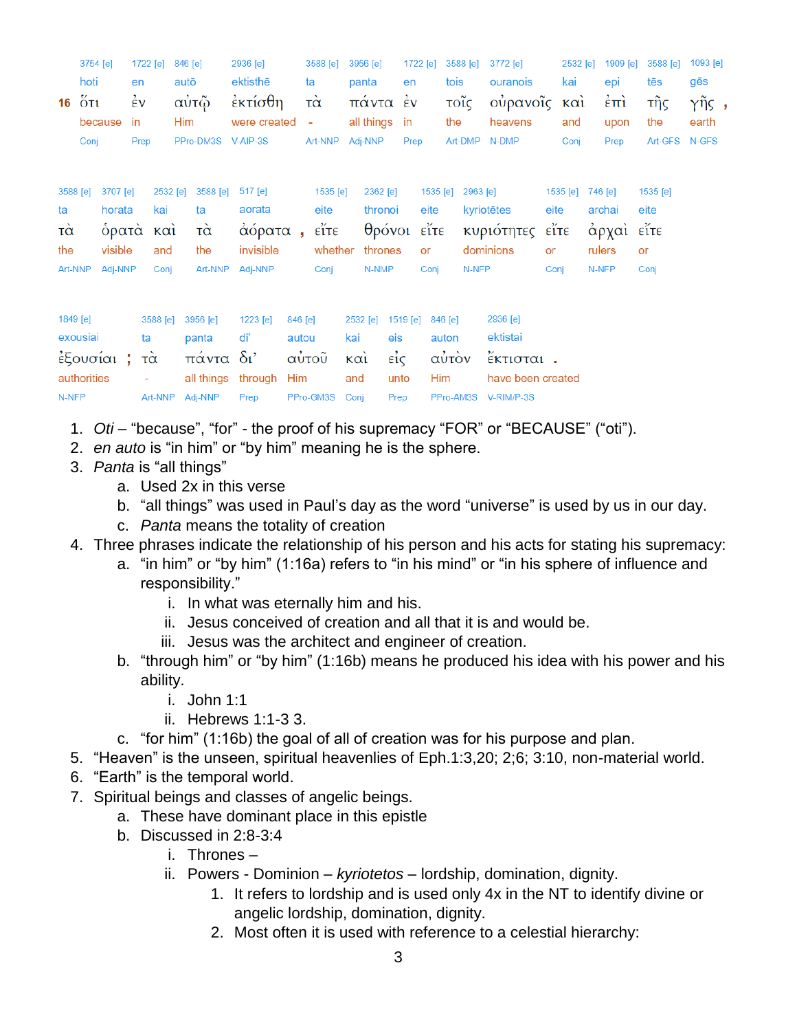| 16 | 3754 [e] | 1722 [e] | 846 [e] | 2936 [e] | 3588 [e] | 3956 [e] | 1722 [e] | 3588 [e] | 3772 [e] | 2532 [e] | 1909 [e] | 3588 [e] | 1093 [e] |
|---|---|---|---|---|---|---|---|---|---|---|---|---|---|
| | hoti | en | autō | ektisthē | ta | panta | en | tois | ouranois | kai | epi | tēs | gēs |
| | ὅτι | ἐν | αὐτῷ | ἐκτίσθη | τὰ | πάντα | ἐν | τοῖς | οὐρανοῖς | καὶ | ἐπὶ | τῆς | γῆς , |
| | because | in | Him | were created | - | all things | in | the | heavens | and | upon | the | earth |
| | Conj | Prep | PPro-DM3S | V-AIP-3S | Art-NNP | Adj-NNP | Prep | Art-DMP | N-DMP | Conj | Prep | Art-GFS | N-GFS |

| 3588 [e] | 3707 [e] | 2532 [e] | 3588 [e] | 517 [e] | 1535 [e] | 2362 [e] | 1535 [e] | 2963 [e] | 1535 [e] | 746 [e] | 1535 [e] |
|---|---|---|---|---|---|---|---|---|---|---|---|
| ta | horata | kai | ta | aorata | eite | thronoi | eite | kyriotētes | eite | archai | eite |
| τὰ | ὁρατὰ | καὶ | τὰ | ἀόρατα , | εἴτε | θρόνοι | εἴτε | κυριότητες | εἴτε | ἀρχαὶ | εἴτε |
| the | visible | and | the | invisible | whether | thrones | or | dominions | or | rulers | or |
| Art-NNP | Adj-NNP | Conj | Art-NNP | Adj-NNP | Conj | N-NMP | Conj | N-NFP | Conj | N-NFP | Conj |

| 1849 [e] | 3588 [e] | 3956 [e] | 1223 [e] | 846 [e] | 2532 [e] | 1519 [e] | 846 [e] | 2936 [e] |
|---|---|---|---|---|---|---|---|---|
| exousiai | ta | panta | di’ | autou | kai | eis | auton | ektistai |
| ἐξουσίαι ; | τὰ | πάντα | δι’ | αὐτοῦ | καὶ | εἰς | αὐτὸν | ἔκτισται . |
| authorities | - | all things | through | Him | and | unto | Him | have been created |
| N-NFP | Art-NNP | Adj-NNP | Prep | PPro-GM3S | Conj | Prep | PPro-AM3S | V-RIM/P-3S |

1. *Oti* – “because”, “for” - the proof of his supremacy “FOR” or “BECAUSE” (“oti”).
2. *en auto* is “in him” or “by him” meaning he is the sphere.
3. *Panta* is “all things”
   a. Used 2x in this verse
   b. “all things” was used in Paul’s day as the word “universe” is used by us in our day.
   c. *Panta* means the totality of creation
4. Three phrases indicate the relationship of his person and his acts for stating his supremacy:
   a. “in him” or “by him” (1:16a) refers to “in his mind” or “in his sphere of influence and responsibility.”
      i. In what was eternally him and his.
      ii. Jesus conceived of creation and all that it is and would be.
      iii. Jesus was the architect and engineer of creation.
   b. “through him” or “by him” (1:16b) means he produced his idea with his power and his ability.
      i. John 1:1
      ii. Hebrews 1:1-3 3.
   c. “for him” (1:16b) the goal of all of creation was for his purpose and plan.
5. “Heaven” is the unseen, spiritual heavenlies of Eph.1:3,20; 2;6; 3:10, non-material world.
6. “Earth” is the temporal world.
7. Spiritual beings and classes of angelic beings.
   a. These have dominant place in this epistle
   b. Discussed in 2:8-3:4
      i. Thrones –
      ii. Powers - Dominion – *kyriotetos* – lordship, domination, dignity.
         1. It refers to lordship and is used only 4x in the NT to identify divine or angelic lordship, domination, dignity.
         2. Most often it is used with reference to a celestial hierarchy: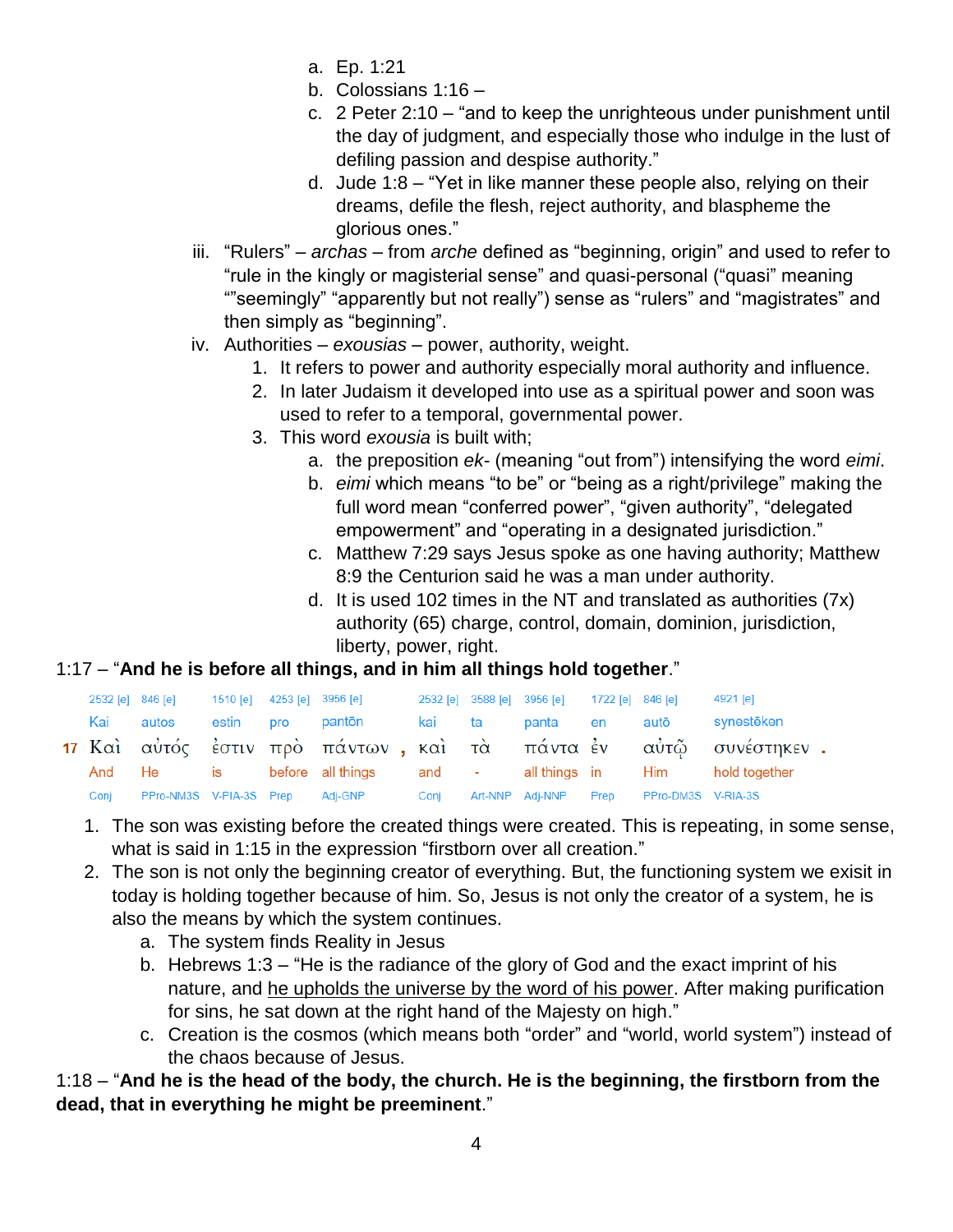a. Ep. 1:21
b. Colossians 1:16 –
c. 2 Peter 2:10 – "and to keep the unrighteous under punishment until the day of judgment, and especially those who indulge in the lust of defiling passion and despise authority."
d. Jude 1:8 – "Yet in like manner these people also, relying on their dreams, defile the flesh, reject authority, and blaspheme the glorious ones."

iii. "Rulers" – *archas* – from *arche* defined as "beginning, origin" and used to refer to "rule in the kingly or magisterial sense" and quasi-personal ("quasi" meaning ""seemingly" "apparently but not really") sense as "rulers" and "magistrates" and then simply as "beginning".

iv. Authorities – *exousias* – power, authority, weight.
1. It refers to power and authority especially moral authority and influence.
2. In later Judaism it developed into use as a spiritual power and soon was used to refer to a temporal, governmental power.
3. This word *exousia* is built with;
   a. the preposition *ek-* (meaning "out from") intensifying the word *eimi*.
   b. *eimi* which means "to be" or "being as a right/privilege" making the full word mean "conferred power", "given authority", "delegated empowerment" and "operating in a designated jurisdiction."
   c. Matthew 7:29 says Jesus spoke as one having authority; Matthew 8:9 the Centurion said he was a man under authority.
   d. It is used 102 times in the NT and translated as authorities (7x) authority (65) charge, control, domain, dominion, jurisdiction, liberty, power, right.

1:17 – "**And he is before all things, and in him all things hold together**."

| | | | | | | | | | | | |
|---|---|---|---|---|---|---|---|---|---|---|---|
| | 2532 [e] | 846 [e] | 1510 [e] | 4253 [e] | 3956 [e] | 2532 [e] | 3588 [e] | 3956 [e] | 1722 [e] | 846 [e] | 4921 [e] |
| | Kai | autos | estin | pro | pantōn | kai | ta | panta | en | autō | synestēken |
| 17 | Καὶ | αὐτός | ἐστιν | πρὸ | πάντων , | καὶ | τὰ | πάντα | ἐν | αὐτῷ | συνέστηκεν . |
| | And | He | is | before | all things | and | - | all things | in | Him | hold together |
| | Conj | PPro-NM3S | V-PIA-3S | Prep | Adj-GNP | Conj | Art-NNP | Adj-NNP | Prep | PPro-DM3S | V-RIA-3S |

1. The son was existing before the created things were created. This is repeating, in some sense, what is said in 1:15 in the expression "firstborn over all creation."
2. The son is not only the beginning creator of everything. But, the functioning system we exisit in today is holding together because of him. So, Jesus is not only the creator of a system, he is also the means by which the system continues.
   a. The system finds Reality in Jesus
   b. Hebrews 1:3 – "He is the radiance of the glory of God and the exact imprint of his nature, and he upholds the universe by the word of his power. After making purification for sins, he sat down at the right hand of the Majesty on high."
   c. Creation is the cosmos (which means both "order" and "world, world system") instead of the chaos because of Jesus.

1:18 – "**And he is the head of the body, the church. He is the beginning, the firstborn from the dead, that in everything he might be preeminent**."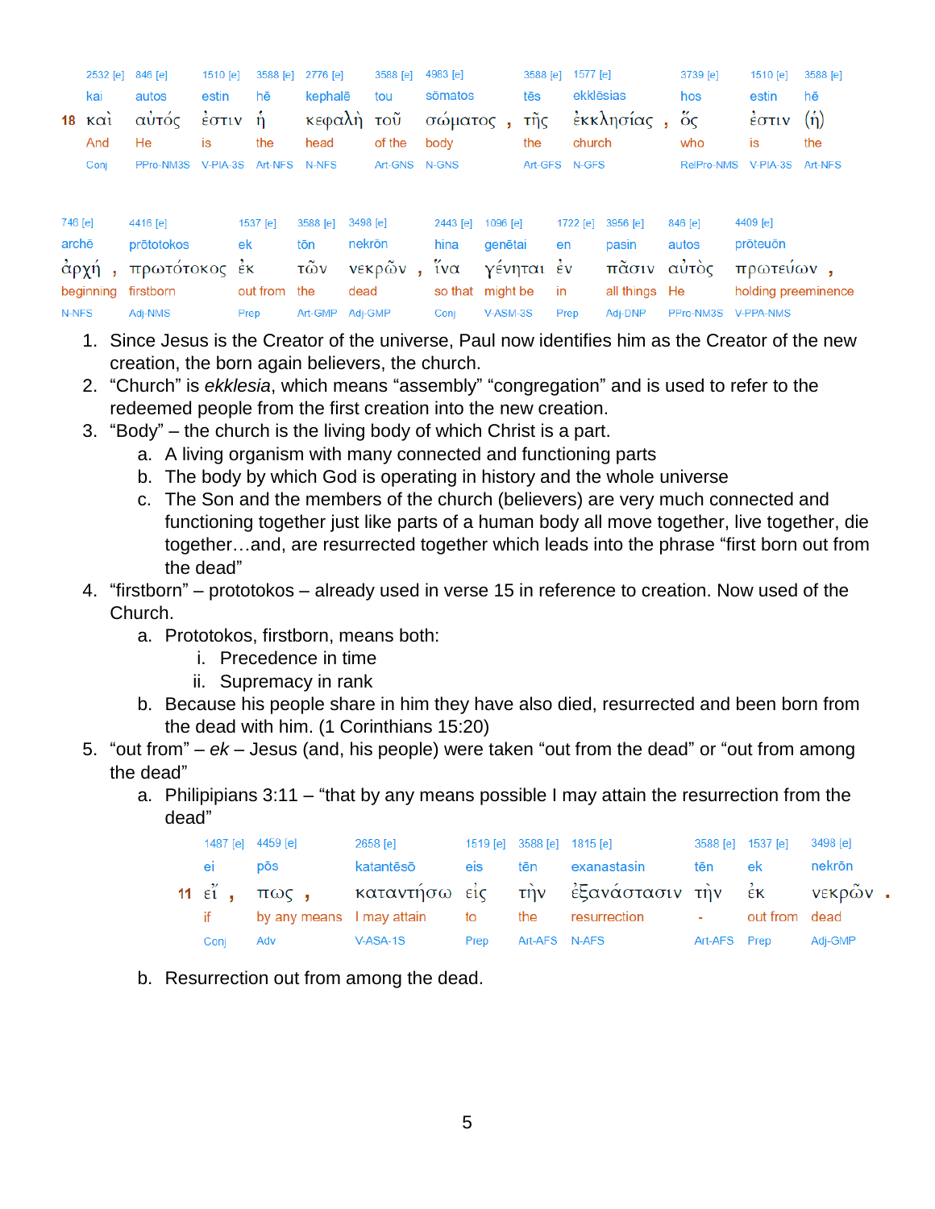| | 2532 [e] | 846 [e] | 1510 [e] | 3588 [e] | 2776 [e] | 3588 [e] | 4983 [e] | | 3588 [e] | 1577 [e] | | 3739 [e] | 1510 [e] | 3588 [e] |
|---|---|---|---|---|---|---|---|---|---|---|---|---|---|---|
| | kai | autos | estin | hē | kephalē | tou | sōmatos | | tēs | ekklēsias | | hos | estin | hē |
| **18** | καὶ | αὐτός | ἐστιν | ἡ | κεφαλὴ | τοῦ | σώματος | , | τῆς | ἐκκλησίας | , | ὅς | ἐστιν | (ἡ) |
| | And | He | is | the | head | of the | body | | the | church | | who | is | the |
| | Conj | PPro-NM3S | V-PIA-3S | Art-NFS | N-NFS | Art-GNS | N-GNS | | Art-GFS | N-GFS | | RelPro-NMS | V-PIA-3S | Art-NFS |

| 746 [e] | | 4416 [e] | 1537 [e] | 3588 [e] | 3498 [e] | | 2443 [e] | 1096 [e] | 1722 [e] | 3956 [e] | 846 [e] | 4409 [e] | |
|---|---|---|---|---|---|---|---|---|---|---|---|---|---|
| archē | | prōtotokos | ek | tōn | nekrōn | | hina | genētai | en | pasin | autos | prōteuōn | |
| ἀρχή | , | πρωτότοκος | ἐκ | τῶν | νεκρῶν | , | ἵνα | γένηται | ἐν | πᾶσιν | αὐτὸς | πρωτεύων | , |
| beginning | | firstborn | out from | the | dead | | so that | might be | in | all things | He | holding preeminence | |
| N-NFS | | Adj-NMS | Prep | Art-GMP | Adj-GMP | | Conj | V-ASM-3S | Prep | Adj-DNP | PPro-NM3S | V-PPA-NMS | |

1. Since Jesus is the Creator of the universe, Paul now identifies him as the Creator of the new creation, the born again believers, the church.
2. “Church” is *ekklesia*, which means “assembly” “congregation” and is used to refer to the redeemed people from the first creation into the new creation.
3. “Body” – the church is the living body of which Christ is a part.
   a. A living organism with many connected and functioning parts
   b. The body by which God is operating in history and the whole universe
   c. The Son and the members of the church (believers) are very much connected and functioning together just like parts of a human body all move together, live together, die together…and, are resurrected together which leads into the phrase “first born out from the dead”
4. “firstborn” – prototokos – already used in verse 15 in reference to creation. Now used of the Church.
   a. Prototokos, firstborn, means both:
      i. Precedence in time
      ii. Supremacy in rank
   b. Because his people share in him they have also died, resurrected and been born from the dead with him. (1 Corinthians 15:20)
5. “out from” – *ek* – Jesus (and, his people) were taken “out from the dead” or “out from among the dead”
   a. Philipians 3:11 – “that by any means possible I may attain the resurrection from the dead”

| | 1487 [e] | | 4459 [e] | | 2658 [e] | 1519 [e] | 3588 [e] | 1815 [e] | 3588 [e] | 1537 [e] | 3498 [e] | |
|---|---|---|---|---|---|---|---|---|---|---|---|---|
| | ei | | pōs | | katantēsō | eis | tēn | exanastasin | tēn | ek | nekrōn | |
| **11** | εἴ | , | πως | , | καταντήσω | εἰς | τὴν | ἐξανάστασιν | τὴν | ἐκ | νεκρῶν | . |
| | if | | by any means | | I may attain | to | the | resurrection | - | out from | dead | |
| | Conj | | Adv | | V-ASA-1S | Prep | Art-AFS | N-AFS | Art-AFS | Prep | Adj-GMP | |

   b. Resurrection out from among the dead.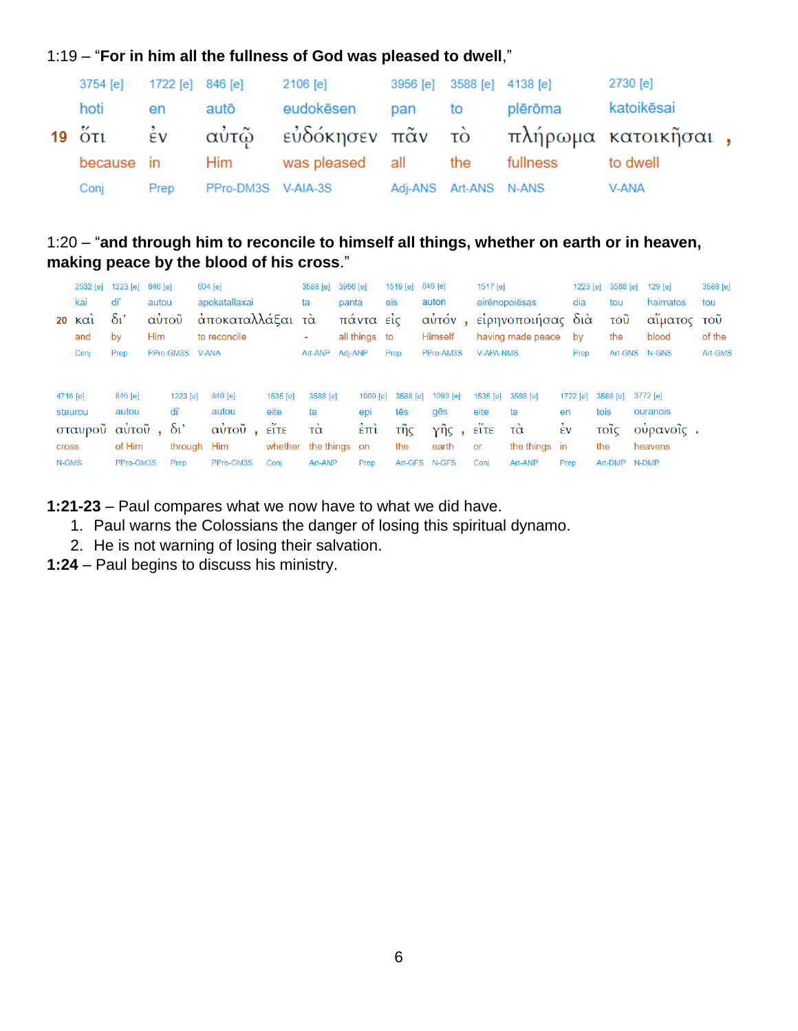1:19 – “**For in him all the fullness of God was pleased to dwell**,”

| | | | | | | | | | |
|---|---|---|---|---|---|---|---|---|---|
| | 3754 [e] | 1722 [e] | 846 [e] | 2106 [e] | 3956 [e] | 3588 [e] | 4138 [e] | 2730 [e] | |
| | hoti | en | autō | eudokēsen | pan | to | plērōma | katoikēsai | |
| 19 | ὅτι | ἐν | αὐτῷ | εὐδόκησεν | πᾶν | τὸ | πλήρωμα | κατοικῆσαι | , |
| | because | in | Him | was pleased | all | the | fullness | to dwell | |
| | Conj | Prep | PPro-DM3S | V-AIA-3S | Adj-ANS | Art-ANS | N-ANS | V-ANA | |

1:20 – “**and through him to reconcile to himself all things, whether on earth or in heaven, making peace by the blood of his cross**.”

| | | | | | | | | | | | | | | | |
|---|---|---|---|---|---|---|---|---|---|---|---|---|---|---|---|
| | 2532 [e] | 1223 [e] | 846 [e] | 604 [e] | 3588 [e] | 3956 [e] | 1519 [e] | 846 [e] | | 1517 [e] | 1223 [e] | 3588 [e] | 129 [e] | 3588 [e] | |
| | kai | di’ | autou | apokatallaxai | ta | panta | eis | auton | | eirēnopoiēsas | dia | tou | haimatos | tou | |
| 20 | καὶ | δι’ | αὐτοῦ | ἀποκαταλλάξαι | τὰ | πάντα | εἰς | αὐτόν | , | εἰρηνοποιήσας | διὰ | τοῦ | αἵματος | τοῦ | |
| | and | by | Him | to reconcile | - | all things | to | Himself | | having made peace | by | the | blood | of the | |
| | Conj | Prep | PPro-GM3S | V-ANA | Art-ANP | Adj-ANP | Prep | PPro-AM3S | | V-APA-NMS | Prep | Art-GNS | N-GNS | Art-GMS | |

| | | | | | | | | | | | | | | | | | |
|---|---|---|---|---|---|---|---|---|---|---|---|---|---|---|---|---|---|
| 4716 [e] | 846 [e] | | 1223 [e] | 846 [e] | | 1535 [e] | 3588 [e] | 1909 [e] | 3588 [e] | 1093 [e] | | 1535 [e] | 3588 [e] | 1722 [e] | 3588 [e] | 3772 [e] | |
| staurou | autou | | di’ | autou | | eite | ta | epi | tēs | gēs | | eite | ta | en | tois | ouranois | |
| σταυροῦ | αὐτοῦ | , | δι’ | αὐτοῦ | , | εἴτε | τὰ | ἐπὶ | τῆς | γῆς | , | εἴτε | τὰ | ἐν | τοῖς | οὐρανοῖς | . |
| cross | of Him | | through | Him | | whether | the things | on | the | earth | | or | the things | in | the | heavens | |
| N-GMS | PPro-GM3S | | Prep | PPro-GM3S | | Conj | Art-ANP | Prep | Art-GFS | N-GFS | | Conj | Art-ANP | Prep | Art-DMP | N-DMP | |

**1:21-23** – Paul compares what we now have to what we did have.

1. Paul warns the Colossians the danger of losing this spiritual dynamo.
2. He is not warning of losing their salvation.

**1:24** – Paul begins to discuss his ministry.